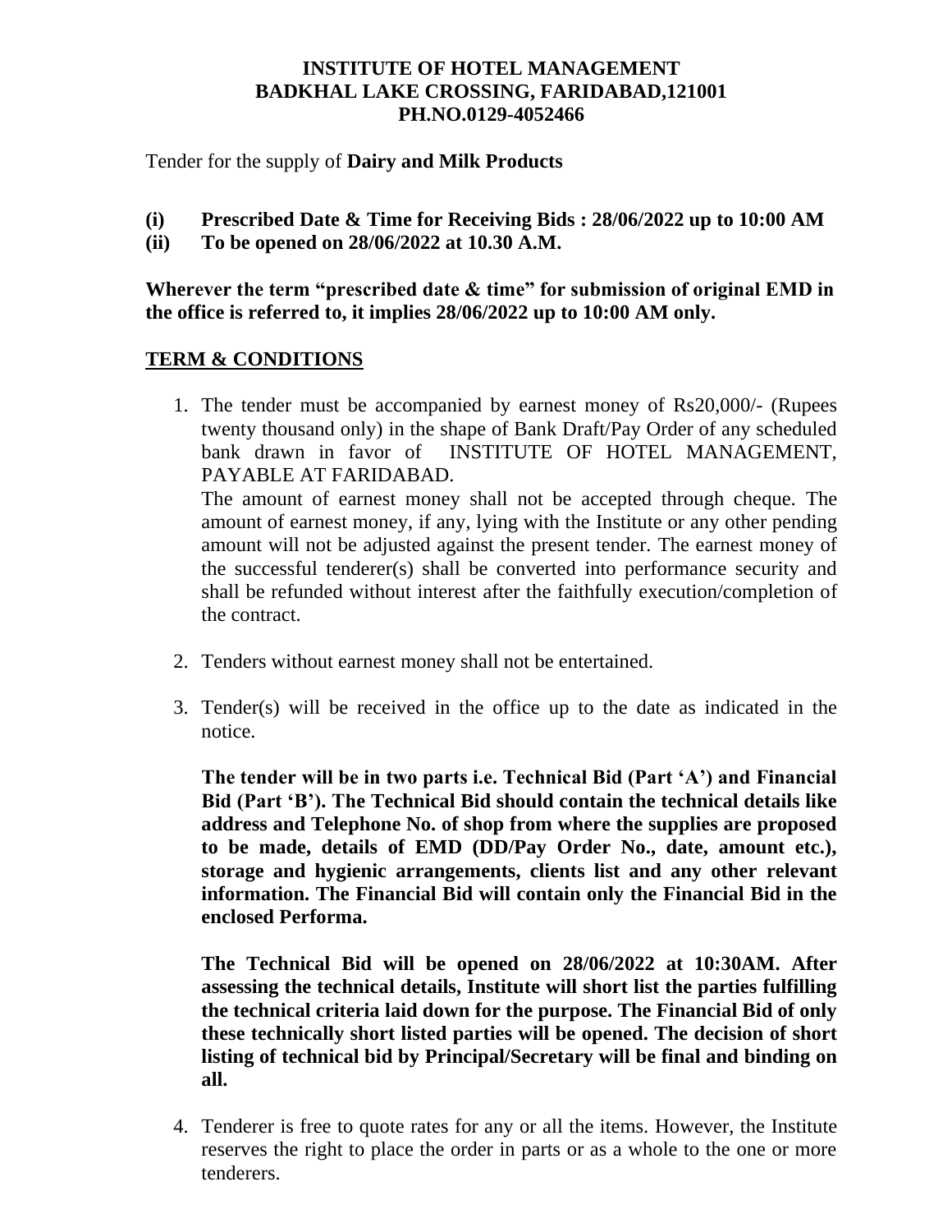**INSTITUTE OF HOTEL MANAGEMENT**
**BADKHAL LAKE CROSSING, FARIDABAD,121001**
**PH.NO.0129-4052466**

Tender for the supply of **Dairy and Milk Products**

**(i) Prescribed Date & Time for Receiving Bids : 28/06/2022 up to 10:00 AM**
**(ii) To be opened on 28/06/2022 at 10.30 A.M.**

**Wherever the term "prescribed date & time" for submission of original EMD in the office is referred to, it implies 28/06/2022 up to 10:00 AM only.**

## TERM & CONDITIONS

1. The tender must be accompanied by earnest money of Rs20,000/- (Rupees twenty thousand only) in the shape of Bank Draft/Pay Order of any scheduled bank drawn in favor of INSTITUTE OF HOTEL MANAGEMENT, PAYABLE AT FARIDABAD.

   The amount of earnest money shall not be accepted through cheque. The amount of earnest money, if any, lying with the Institute or any other pending amount will not be adjusted against the present tender. The earnest money of the successful tenderer(s) shall be converted into performance security and shall be refunded without interest after the faithfully execution/completion of the contract.

2. Tenders without earnest money shall not be entertained.

3. Tender(s) will be received in the office up to the date as indicated in the notice.

   **The tender will be in two parts i.e. Technical Bid (Part 'A') and Financial Bid (Part 'B'). The Technical Bid should contain the technical details like address and Telephone No. of shop from where the supplies are proposed to be made, details of EMD (DD/Pay Order No., date, amount etc.), storage and hygienic arrangements, clients list and any other relevant information. The Financial Bid will contain only the Financial Bid in the enclosed Performa.**

   **The Technical Bid will be opened on 28/06/2022 at 10:30AM. After assessing the technical details, Institute will short list the parties fulfilling the technical criteria laid down for the purpose. The Financial Bid of only these technically short listed parties will be opened. The decision of short listing of technical bid by Principal/Secretary will be final and binding on all.**

4. Tenderer is free to quote rates for any or all the items. However, the Institute reserves the right to place the order in parts or as a whole to the one or more tenderers.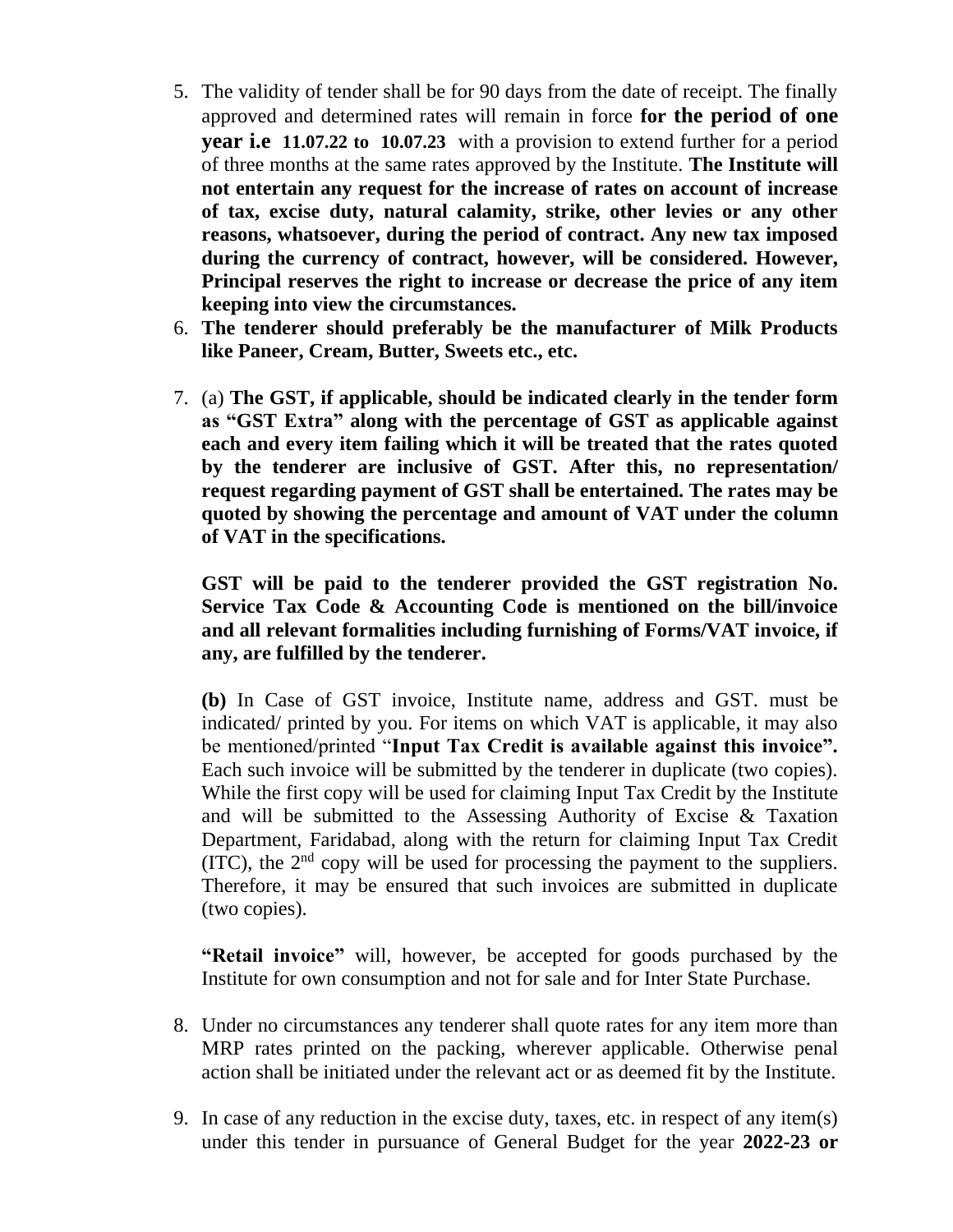5. The validity of tender shall be for 90 days from the date of receipt. The finally approved and determined rates will remain in force **for the period of one year i.e 11.07.22 to 10.07.23** with a provision to extend further for a period of three months at the same rates approved by the Institute. **The Institute will not entertain any request for the increase of rates on account of increase of tax, excise duty, natural calamity, strike, other levies or any other reasons, whatsoever, during the period of contract. Any new tax imposed during the currency of contract, however, will be considered. However, Principal reserves the right to increase or decrease the price of any item keeping into view the circumstances.**
6. **The tenderer should preferably be the manufacturer of Milk Products like Paneer, Cream, Butter, Sweets etc., etc.**

7. (a) **The GST, if applicable, should be indicated clearly in the tender form as "GST Extra" along with the percentage of GST as applicable against each and every item failing which it will be treated that the rates quoted by the tenderer are inclusive of GST. After this, no representation/ request regarding payment of GST shall be entertained. The rates may be quoted by showing the percentage and amount of VAT under the column of VAT in the specifications.**

   **GST will be paid to the tenderer provided the GST registration No. Service Tax Code & Accounting Code is mentioned on the bill/invoice and all relevant formalities including furnishing of Forms/VAT invoice, if any, are fulfilled by the tenderer.**

   **(b)** In Case of GST invoice, Institute name, address and GST. must be indicated/ printed by you. For items on which VAT is applicable, it may also be mentioned/printed "**Input Tax Credit is available against this invoice".** Each such invoice will be submitted by the tenderer in duplicate (two copies). While the first copy will be used for claiming Input Tax Credit by the Institute and will be submitted to the Assessing Authority of Excise & Taxation Department, Faridabad, along with the return for claiming Input Tax Credit (ITC), the 2nd copy will be used for processing the payment to the suppliers. Therefore, it may be ensured that such invoices are submitted in duplicate (two copies).

   **"Retail invoice"** will, however, be accepted for goods purchased by the Institute for own consumption and not for sale and for Inter State Purchase.

8. Under no circumstances any tenderer shall quote rates for any item more than MRP rates printed on the packing, wherever applicable. Otherwise penal action shall be initiated under the relevant act or as deemed fit by the Institute.

9. In case of any reduction in the excise duty, taxes, etc. in respect of any item(s) under this tender in pursuance of General Budget for the year **2022-23 or**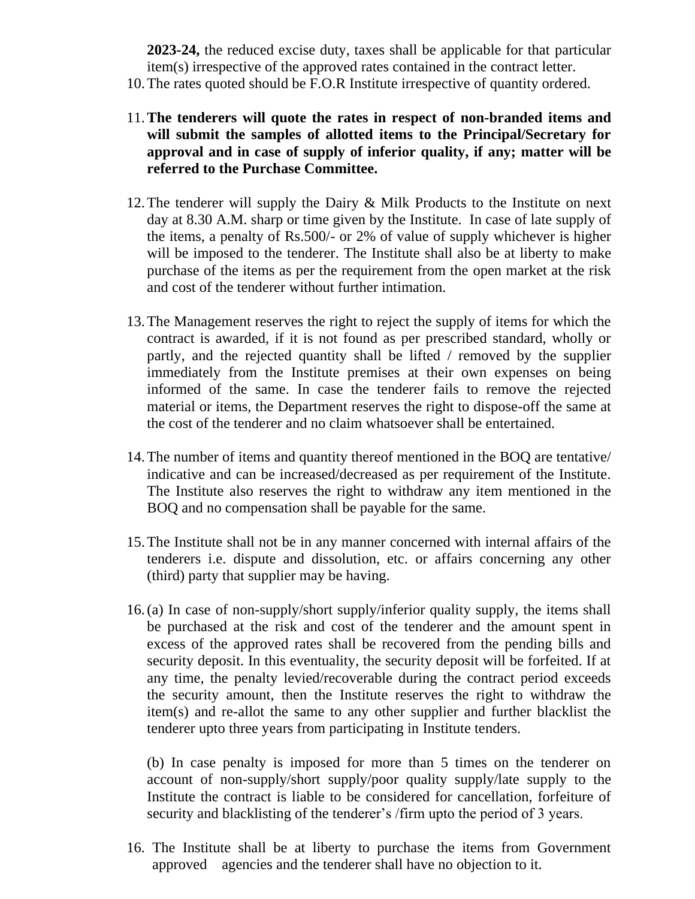**2023-24,** the reduced excise duty, taxes shall be applicable for that particular item(s) irrespective of the approved rates contained in the contract letter.

10. The rates quoted should be F.O.R Institute irrespective of quantity ordered.

11. **The tenderers will quote the rates in respect of non-branded items and will submit the samples of allotted items to the Principal/Secretary for approval and in case of supply of inferior quality, if any; matter will be referred to the Purchase Committee.**

12. The tenderer will supply the Dairy & Milk Products to the Institute on next day at 8.30 A.M. sharp or time given by the Institute. In case of late supply of the items, a penalty of Rs.500/- or 2% of value of supply whichever is higher will be imposed to the tenderer. The Institute shall also be at liberty to make purchase of the items as per the requirement from the open market at the risk and cost of the tenderer without further intimation.

13. The Management reserves the right to reject the supply of items for which the contract is awarded, if it is not found as per prescribed standard, wholly or partly, and the rejected quantity shall be lifted / removed by the supplier immediately from the Institute premises at their own expenses on being informed of the same. In case the tenderer fails to remove the rejected material or items, the Department reserves the right to dispose-off the same at the cost of the tenderer and no claim whatsoever shall be entertained.

14. The number of items and quantity thereof mentioned in the BOQ are tentative/ indicative and can be increased/decreased as per requirement of the Institute. The Institute also reserves the right to withdraw any item mentioned in the BOQ and no compensation shall be payable for the same.

15. The Institute shall not be in any manner concerned with internal affairs of the tenderers i.e. dispute and dissolution, etc. or affairs concerning any other (third) party that supplier may be having.

16. (a) In case of non-supply/short supply/inferior quality supply, the items shall be purchased at the risk and cost of the tenderer and the amount spent in excess of the approved rates shall be recovered from the pending bills and security deposit. In this eventuality, the security deposit will be forfeited. If at any time, the penalty levied/recoverable during the contract period exceeds the security amount, then the Institute reserves the right to withdraw the item(s) and re-allot the same to any other supplier and further blacklist the tenderer upto three years from participating in Institute tenders.

    (b) In case penalty is imposed for more than 5 times on the tenderer on account of non-supply/short supply/poor quality supply/late supply to the Institute the contract is liable to be considered for cancellation, forfeiture of security and blacklisting of the tenderer's /firm upto the period of 3 years.

16. The Institute shall be at liberty to purchase the items from Government approved agencies and the tenderer shall have no objection to it.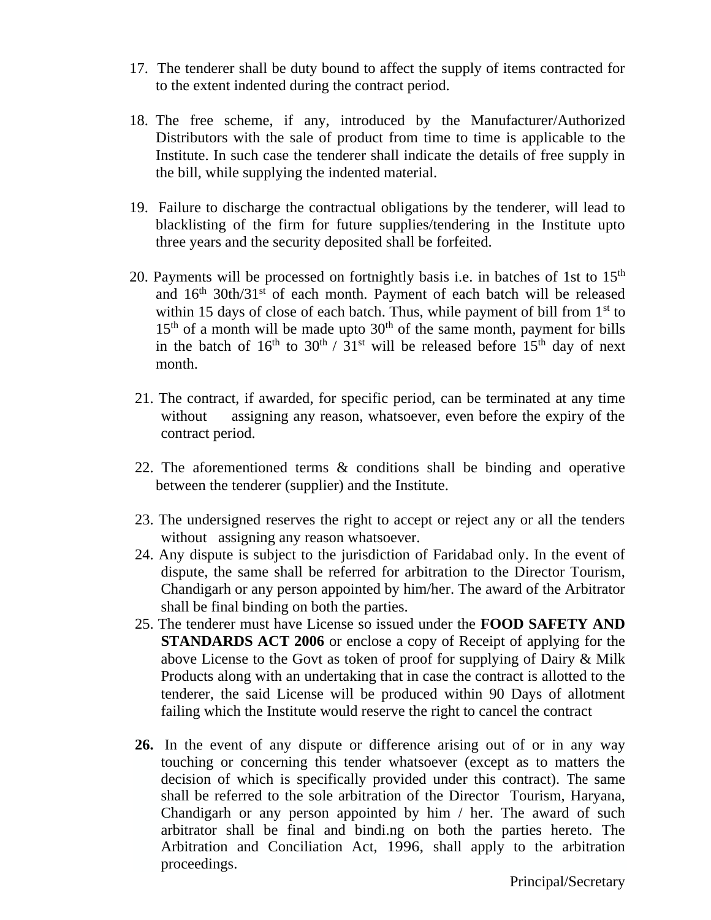17. The tenderer shall be duty bound to affect the supply of items contracted for to the extent indented during the contract period.

18. The free scheme, if any, introduced by the Manufacturer/Authorized Distributors with the sale of product from time to time is applicable to the Institute. In such case the tenderer shall indicate the details of free supply in the bill, while supplying the indented material.

19. Failure to discharge the contractual obligations by the tenderer, will lead to blacklisting of the firm for future supplies/tendering in the Institute upto three years and the security deposited shall be forfeited.

20. Payments will be processed on fortnightly basis i.e. in batches of 1st to 15th and 16th 30th/31st of each month. Payment of each batch will be released within 15 days of close of each batch. Thus, while payment of bill from 1st to 15th of a month will be made upto 30th of the same month, payment for bills in the batch of 16th to 30th / 31st will be released before 15th day of next month.

21. The contract, if awarded, for specific period, can be terminated at any time without assigning any reason, whatsoever, even before the expiry of the contract period.

22. The aforementioned terms & conditions shall be binding and operative between the tenderer (supplier) and the Institute.

23. The undersigned reserves the right to accept or reject any or all the tenders without assigning any reason whatsoever.

24. Any dispute is subject to the jurisdiction of Faridabad only. In the event of dispute, the same shall be referred for arbitration to the Director Tourism, Chandigarh or any person appointed by him/her. The award of the Arbitrator shall be final binding on both the parties.

25. The tenderer must have License so issued under the **FOOD SAFETY AND STANDARDS ACT 2006** or enclose a copy of Receipt of applying for the above License to the Govt as token of proof for supplying of Dairy & Milk Products along with an undertaking that in case the contract is allotted to the tenderer, the said License will be produced within 90 Days of allotment failing which the Institute would reserve the right to cancel the contract

**26.** In the event of any dispute or difference arising out of or in any way touching or concerning this tender whatsoever (except as to matters the decision of which is specifically provided under this contract). The same shall be referred to the sole arbitration of the Director Tourism, Haryana, Chandigarh or any person appointed by him / her. The award of such arbitrator shall be final and bindi.ng on both the parties hereto. The Arbitration and Conciliation Act, 1996, shall apply to the arbitration proceedings.

Principal/Secretary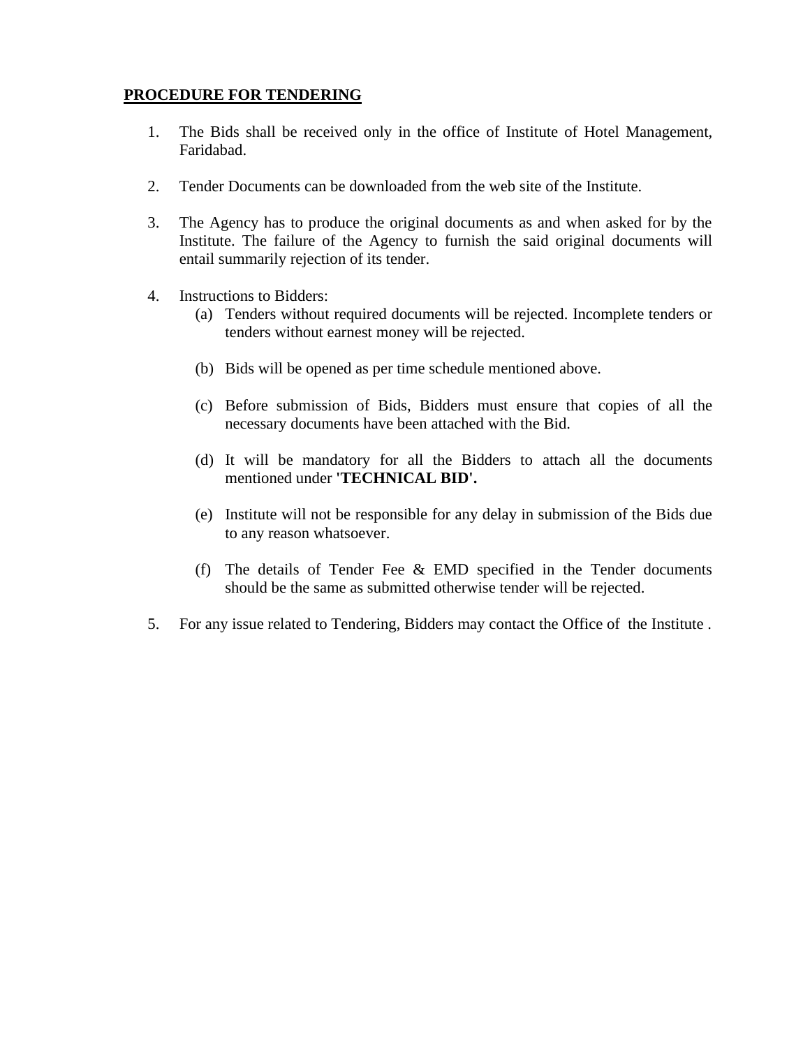## PROCEDURE FOR TENDERING

1. The Bids shall be received only in the office of Institute of Hotel Management, Faridabad.

2. Tender Documents can be downloaded from the web site of the Institute.

3. The Agency has to produce the original documents as and when asked for by the Institute. The failure of the Agency to furnish the said original documents will entail summarily rejection of its tender.

4. Instructions to Bidders:
   (a) Tenders without required documents will be rejected. Incomplete tenders or tenders without earnest money will be rejected.

   (b) Bids will be opened as per time schedule mentioned above.

   (c) Before submission of Bids, Bidders must ensure that copies of all the necessary documents have been attached with the Bid.

   (d) It will be mandatory for all the Bidders to attach all the documents mentioned under **'TECHNICAL BID'.**

   (e) Institute will not be responsible for any delay in submission of the Bids due to any reason whatsoever.

   (f) The details of Tender Fee & EMD specified in the Tender documents should be the same as submitted otherwise tender will be rejected.

5. For any issue related to Tendering, Bidders may contact the Office of the Institute .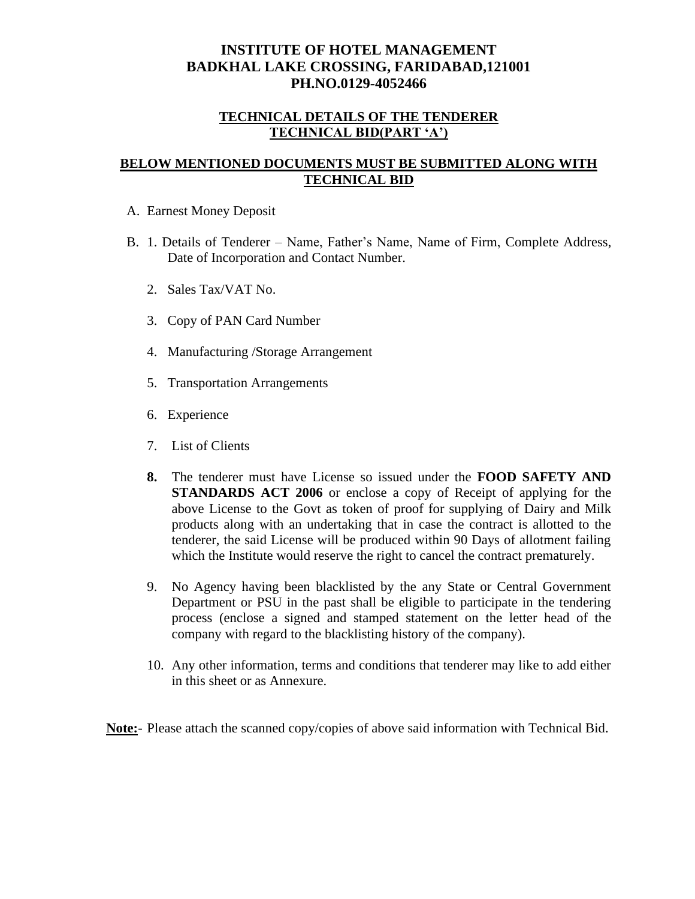# INSTITUTE OF HOTEL MANAGEMENT
# BADKHAL LAKE CROSSING, FARIDABAD,121001
# PH.NO.0129-4052466

## TECHNICAL DETAILS OF THE TENDERER
## TECHNICAL BID(PART 'A')

## BELOW MENTIONED DOCUMENTS MUST BE SUBMITTED ALONG WITH TECHNICAL BID

A. Earnest Money Deposit

B. 1. Details of Tenderer – Name, Father's Name, Name of Firm, Complete Address, Date of Incorporation and Contact Number.

   2. Sales Tax/VAT No.

   3. Copy of PAN Card Number

   4. Manufacturing /Storage Arrangement

   5. Transportation Arrangements

   6. Experience

   7. List of Clients

   **8.** The tenderer must have License so issued under the **FOOD SAFETY AND STANDARDS ACT 2006** or enclose a copy of Receipt of applying for the above License to the Govt as token of proof for supplying of Dairy and Milk products along with an undertaking that in case the contract is allotted to the tenderer, the said License will be produced within 90 Days of allotment failing which the Institute would reserve the right to cancel the contract prematurely.

   9. No Agency having been blacklisted by the any State or Central Government Department or PSU in the past shall be eligible to participate in the tendering process (enclose a signed and stamped statement on the letter head of the company with regard to the blacklisting history of the company).

   10. Any other information, terms and conditions that tenderer may like to add either in this sheet or as Annexure.

**Note:**- Please attach the scanned copy/copies of above said information with Technical Bid.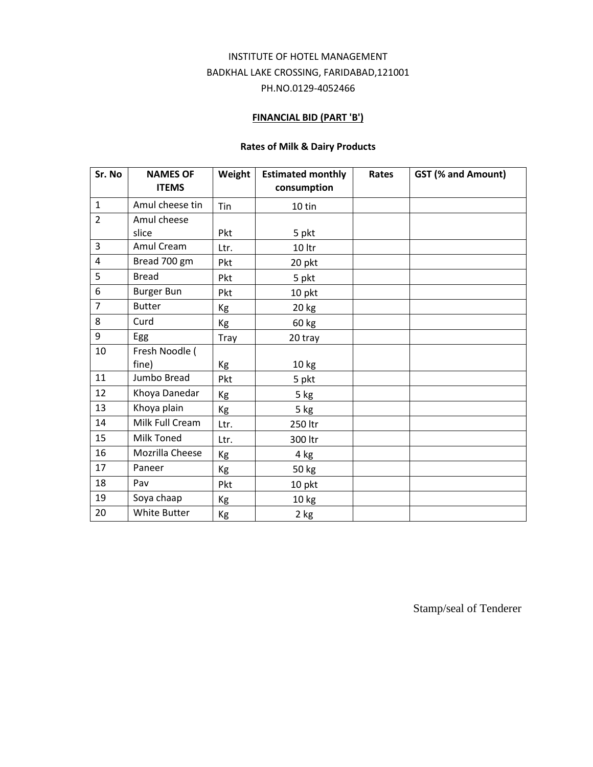INSTITUTE OF HOTEL MANAGEMENT

BADKHAL LAKE CROSSING, FARIDABAD,121001

PH.NO.0129-4052466

**FINANCIAL BID (PART 'B')**

**Rates of Milk & Dairy Products**

| Sr. No | NAMES OF ITEMS | Weight | Estimated monthly consumption | Rates | GST (% and Amount) |
|---|---|---|---|---|---|
| 1 | Amul cheese tin | Tin | 10 tin | | |
| 2 | Amul cheese slice | Pkt | 5 pkt | | |
| 3 | Amul Cream | Ltr. | 10 ltr | | |
| 4 | Bread 700 gm | Pkt | 20 pkt | | |
| 5 | Bread | Pkt | 5 pkt | | |
| 6 | Burger Bun | Pkt | 10 pkt | | |
| 7 | Butter | Kg | 20 kg | | |
| 8 | Curd | Kg | 60 kg | | |
| 9 | Egg | Tray | 20 tray | | |
| 10 | Fresh Noodle ( fine) | Kg | 10 kg | | |
| 11 | Jumbo Bread | Pkt | 5 pkt | | |
| 12 | Khoya Danedar | Kg | 5 kg | | |
| 13 | Khoya plain | Kg | 5 kg | | |
| 14 | Milk Full Cream | Ltr. | 250 ltr | | |
| 15 | Milk Toned | Ltr. | 300 ltr | | |
| 16 | Mozrilla Cheese | Kg | 4 kg | | |
| 17 | Paneer | Kg | 50 kg | | |
| 18 | Pav | Pkt | 10 pkt | | |
| 19 | Soya chaap | Kg | 10 kg | | |
| 20 | White Butter | Kg | 2 kg | | |

Stamp/seal of Tenderer